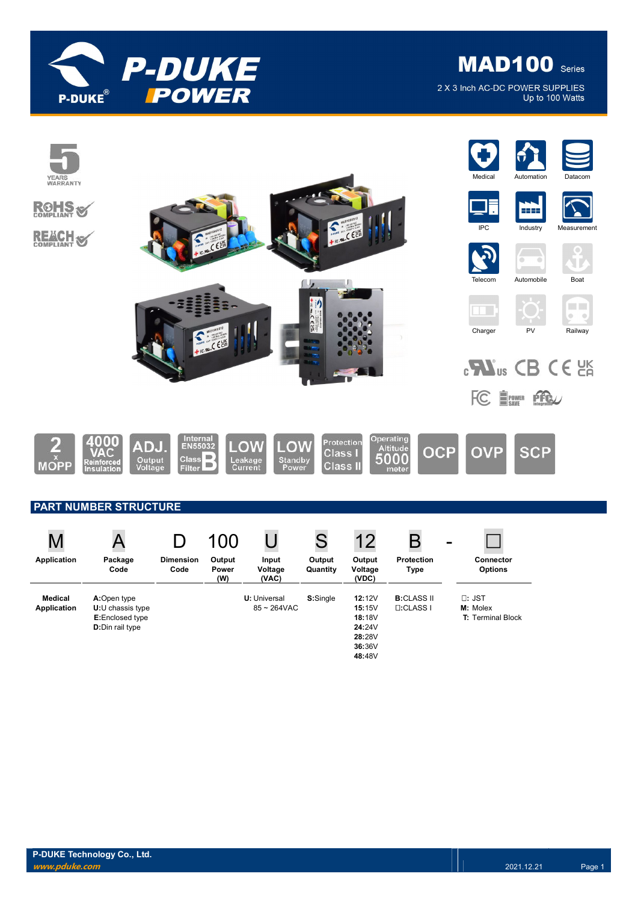# MAD100 Series

2 X 3 Inch AC-DC POWER SUPPLIES
Up to 100 Watts

5 YEARS WARRANTY

RoHS COMPLIANT

REACH COMPLIANT

Medical | Automation | Datacom | IPC | Industry | Measurement | Telecom | Automobile | Boat | Charger | PV | Railway

2 x MOPP | 4000 VAC Reinforced Insulation | ADJ. Output Voltage | Internal EN55032 Class B Filter | LOW Leakage Current | LOW Standby Power | Protection Class I Class II | Operating Altitude 5000 meter | OCP | OVP | SCP

## PART NUMBER STRUCTURE

| M | A | D | 100 | U | S | 12 | B | - | □ |
|---|---|---|---|---|---|---|---|---|---|
| Application | Package Code | Dimension Code | Output Power (W) | Input Voltage (VAC) | Output Quantity | Output Voltage (VDC) | Protection Type | | Connector Options |
| **Medical Application** | **A:**Open type<br>**U:**U chassis type<br>**E:**Enclosed type<br>**D:**Din rail type | | | **U:** Universal<br>85 ~ 264VAC | **S:**Single | **12:**12V<br>**15:**15V<br>**18:**18V<br>**24:**24V<br>**28:**28V<br>**36:**36V<br>**48:**48V | **B:**CLASS II<br>□:CLASS I | | □: JST<br>**M:** Molex<br>**T:** Terminal Block |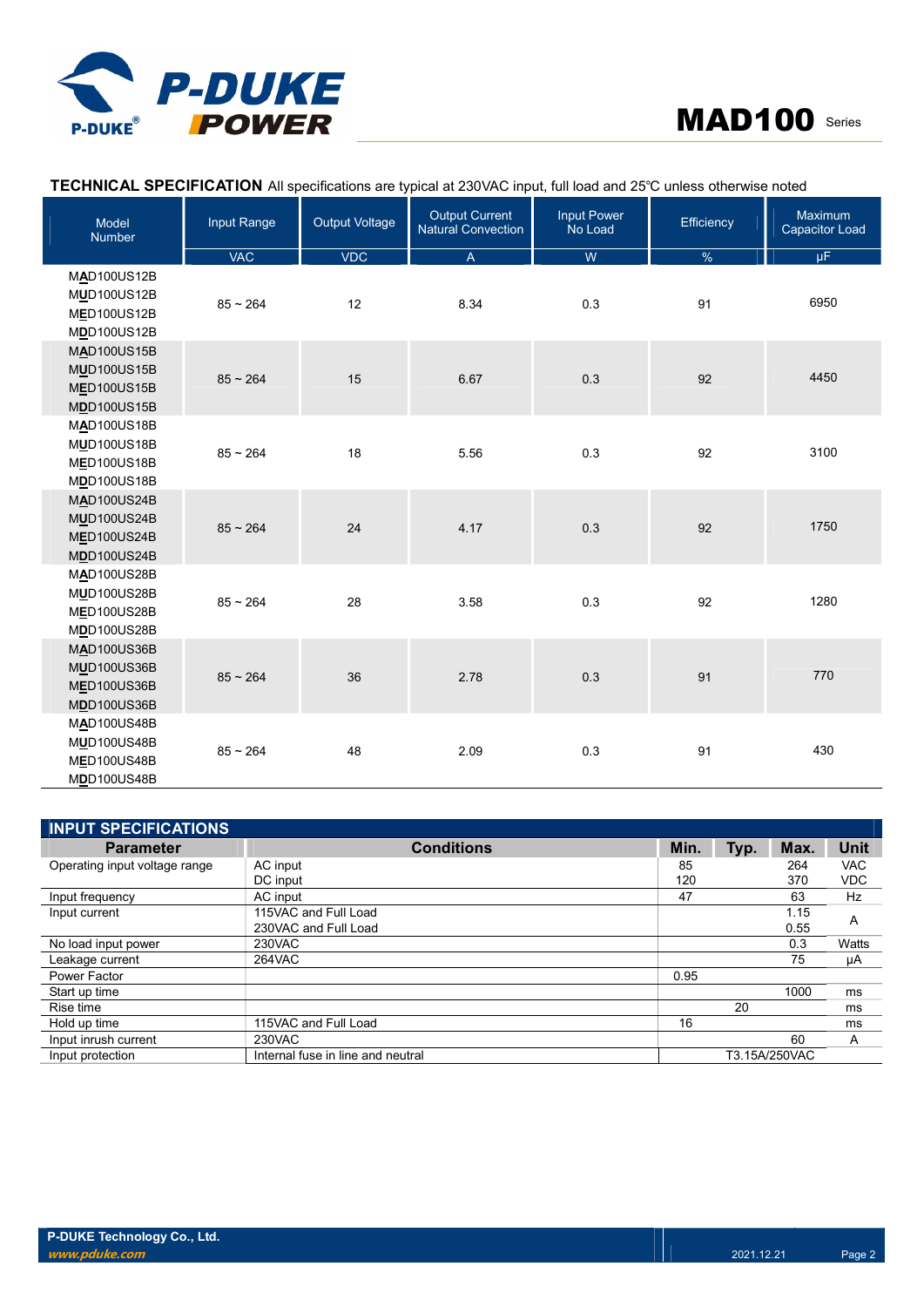## TECHNICAL SPECIFICATION All specifications are typical at 230VAC input, full load and 25℃ unless otherwise noted

| Model Number | Input Range | Output Voltage | Output Current Natural Convection | Input Power No Load | Efficiency | Maximum Capacitor Load |
|---|---|---|---|---|---|---|
| | VAC | VDC | A | W | % | μF |
| MAD100US12B<br>MUD100US12B<br>MED100US12B<br>MDD100US12B | 85 ~ 264 | 12 | 8.34 | 0.3 | 91 | 6950 |
| MAD100US15B<br>MUD100US15B<br>MED100US15B<br>MDD100US15B | 85 ~ 264 | 15 | 6.67 | 0.3 | 92 | 4450 |
| MAD100US18B<br>MUD100US18B<br>MED100US18B<br>MDD100US18B | 85 ~ 264 | 18 | 5.56 | 0.3 | 92 | 3100 |
| MAD100US24B<br>MUD100US24B<br>MED100US24B<br>MDD100US24B | 85 ~ 264 | 24 | 4.17 | 0.3 | 92 | 1750 |
| MAD100US28B<br>MUD100US28B<br>MED100US28B<br>MDD100US28B | 85 ~ 264 | 28 | 3.58 | 0.3 | 92 | 1280 |
| MAD100US36B<br>MUD100US36B<br>MED100US36B<br>MDD100US36B | 85 ~ 264 | 36 | 2.78 | 0.3 | 91 | 770 |
| MAD100US48B<br>MUD100US48B<br>MED100US48B<br>MDD100US48B | 85 ~ 264 | 48 | 2.09 | 0.3 | 91 | 430 |

## INPUT SPECIFICATIONS

| Parameter | Conditions | Min. | Typ. | Max. | Unit |
|---|---|---|---|---|---|
| Operating input voltage range | AC input | 85 | | 264 | VAC |
| | DC input | 120 | | 370 | VDC |
| Input frequency | AC input | 47 | | 63 | Hz |
| Input current | 115VAC and Full Load | | | 1.15 | A |
| | 230VAC and Full Load | | | 0.55 | A |
| No load input power | 230VAC | | | 0.3 | Watts |
| Leakage current | 264VAC | | | 75 | μA |
| Power Factor | | 0.95 | | | |
| Start up time | | | | 1000 | ms |
| Rise time | | | 20 | | ms |
| Hold up time | 115VAC and Full Load | 16 | | | ms |
| Input inrush current | 230VAC | | | 60 | A |
| Input protection | Internal fuse in line and neutral | T3.15A/250VAC | | | |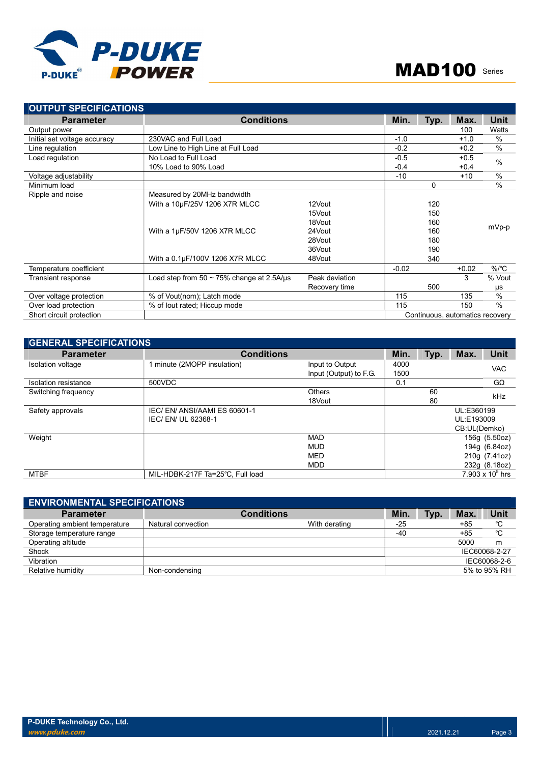## OUTPUT SPECIFICATIONS

| Parameter | Conditions | | Min. | Typ. | Max. | Unit |
|---|---|---|---|---|---|---|
| Output power | | | | | 100 | Watts |
| Initial set voltage accuracy | 230VAC and Full Load | | -1.0 | | +1.0 | % |
| Line regulation | Low Line to High Line at Full Load | | -0.2 | | +0.2 | % |
| Load regulation | No Load to Full Load | | -0.5 | | +0.5 | % |
| | 10% Load to 90% Load | | -0.4 | | +0.4 | |
| Voltage adjustability | | | -10 | | +10 | % |
| Minimum load | | | | 0 | | % |
| Ripple and noise | Measured by 20MHz bandwidth | | | | | mVp-p |
| | With a 10μF/25V 1206 X7R MLCC | 12Vout | | 120 | | |
| | | 15Vout | | 150 | | |
| | | 18Vout | | 160 | | |
| | With a 1μF/50V 1206 X7R MLCC | 24Vout | | 160 | | |
| | | 28Vout | | 180 | | |
| | | 36Vout | | 190 | | |
| | With a 0.1μF/100V 1206 X7R MLCC | 48Vout | | 340 | | |
| Temperature coefficient | | | -0.02 | | +0.02 | %/℃ |
| Transient response | Load step from 50 ~ 75% change at 2.5A/μs | Peak deviation | | | 3 | % Vout |
| | | Recovery time | | 500 | | μs |
| Over voltage protection | % of Vout(nom); Latch mode | | 115 | | 135 | % |
| Over load protection | % of Iout rated; Hiccup mode | | 115 | | 150 | % |
| Short circuit protection | | | Continuous, automatics recovery | | | |

## GENERAL SPECIFICATIONS

| Parameter | Conditions | | Min. | Typ. | Max. | Unit |
|---|---|---|---|---|---|---|
| Isolation voltage | 1 minute (2MOPP insulation) | Input to Output | 4000 | | | VAC |
| | | Input (Output) to F.G. | 1500 | | | |
| Isolation resistance | 500VDC | | 0.1 | | | GΩ |
| Switching frequency | | Others | | 60 | | kHz |
| | | 18Vout | | 80 | | |
| Safety approvals | IEC/ EN/ ANSI/AAMI ES 60601-1 | | | | UL:E360199 | |
| | IEC/ EN/ UL 62368-1 | | | | UL:E193009 | |
| | | | | | CB:UL(Demko) | |
| Weight | | MAD | | | | 156g (5.50oz) |
| | | MUD | | | | 194g (6.84oz) |
| | | MED | | | | 210g (7.41oz) |
| | | MDD | | | | 232g (8.18oz) |
| MTBF | MIL-HDBK-217F Ta=25℃, Full load | | | | | $7.903 \times 10^5$ hrs |

## ENVIRONMENTAL SPECIFICATIONS

| Parameter | Conditions | | Min. | Typ. | Max. | Unit |
|---|---|---|---|---|---|---|
| Operating ambient temperature | Natural convection | With derating | -25 | | +85 | ℃ |
| Storage temperature range | | | -40 | | +85 | ℃ |
| Operating altitude | | | | | 5000 | m |
| Shock | | | | | | IEC60068-2-27 |
| Vibration | | | | | | IEC60068-2-6 |
| Relative humidity | Non-condensing | | | | | 5% to 95% RH |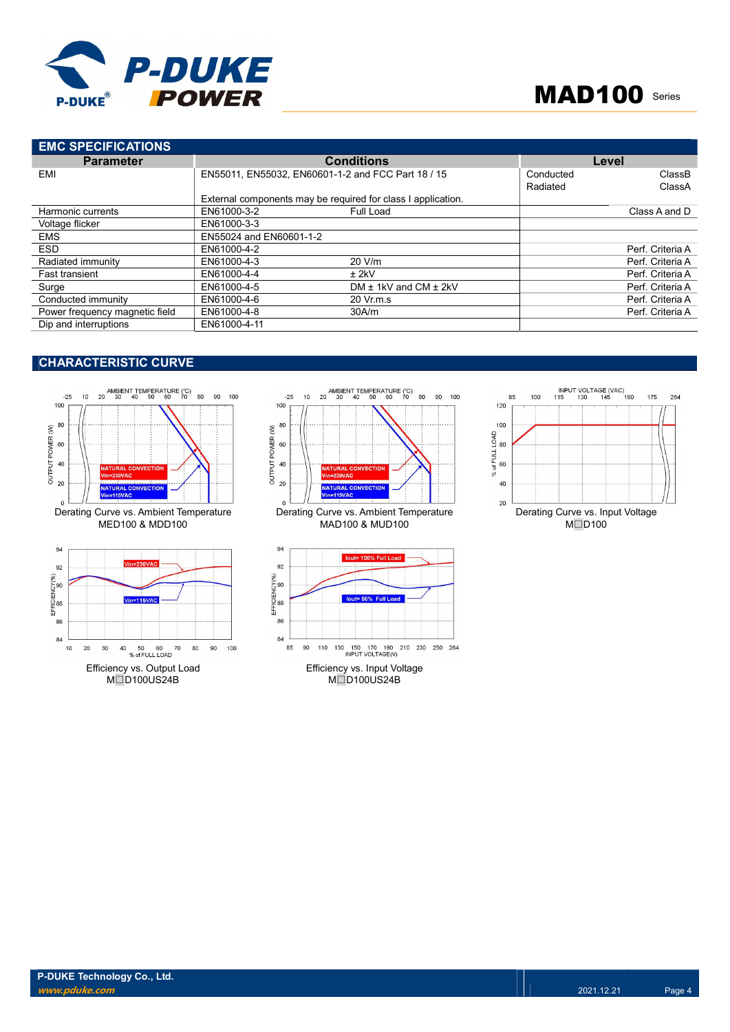## EMC SPECIFICATIONS

| Parameter | Conditions | | Level | |
|---|---|---|---|---|
| EMI | EN55011, EN55032, EN60601-1-2 and FCC Part 18 / 15<br>External components may be required for class I application. | | Conducted<br>Radiated | ClassB<br>ClassA |
| Harmonic currents | EN61000-3-2 | Full Load | | Class A and D |
| Voltage flicker | EN61000-3-3 | | | |
| EMS | EN55024 and EN60601-1-2 | | | |
| ESD | EN61000-4-2 | | | Perf. Criteria A |
| Radiated immunity | EN61000-4-3 | 20 V/m | | Perf. Criteria A |
| Fast transient | EN61000-4-4 | ± 2kV | | Perf. Criteria A |
| Surge | EN61000-4-5 | DM ± 1kV and CM ± 2kV | | Perf. Criteria A |
| Conducted immunity | EN61000-4-6 | 20 Vr.m.s | | Perf. Criteria A |
| Power frequency magnetic field | EN61000-4-8 | 30A/m | | Perf. Criteria A |
| Dip and interruptions | EN61000-4-11 | | | |

## CHARACTERISTIC CURVE

Derating Curve vs. Ambient Temperature
MED100 & MDD100

Derating Curve vs. Ambient Temperature
MAD100 & MUD100

Derating Curve vs. Input Voltage
M□D100

Efficiency vs. Output Load
M□D100US24B

Efficiency vs. Input Voltage
M□D100US24B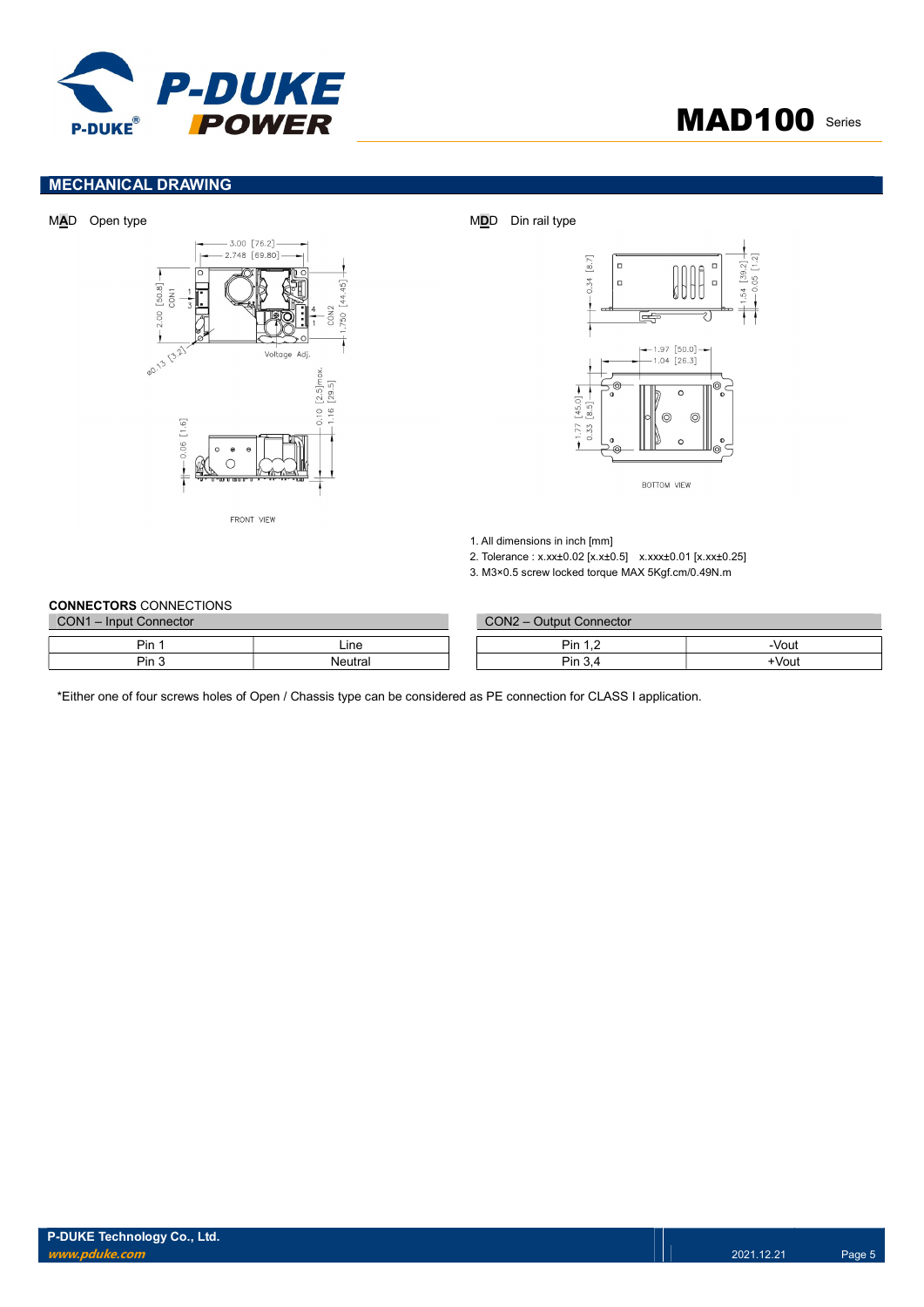## MECHANICAL DRAWING

M**A**D Open type

M**D**D Din rail type

1. All dimensions in inch [mm]
2. Tolerance : x.xx±0.02 [x.x±0.5] x.xxx±0.01 [x.xx±0.25]
3. M3×0.5 screw locked torque MAX 5Kgf.cm/0.49N.m

**CONNECTORS** CONNECTIONS

| CON1 – Input Connector | |
|---|---|
| Pin 1 | Line |
| Pin 3 | Neutral |

| CON2 – Output Connector | |
|---|---|
| Pin 1,2 | -Vout |
| Pin 3,4 | +Vout |

*Either one of four screws holes of Open / Chassis type can be considered as PE connection for CLASS I application.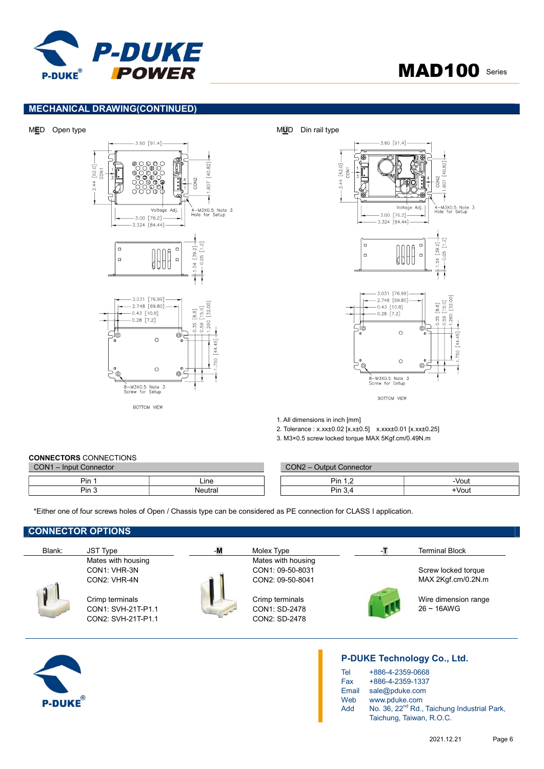## MECHANICAL DRAWING(CONTINUED)

M**E**D Open type

3.60 [91.4]
2.44 [62.0]
CON1
CON2
1.607 [40.82]
Voltage Adj.
4–M3X0.5 Note 3 Hole for Setup
3.00 [76.2]
3.324 [84.44]
1.54 [39.2]
0.05 [1.2]
3.031 [76.99]
2.748 [69.80]
0.43 [10.8]
0.28 [7.2]
0.35 [8.8]
0.59 [15.0]
1.260 [32.00]
1.750 [44.45]
8–M3X0.5 Note 3 Screw for Setup
BOTTOM VIEW

M**U**D Din rail type

3.60 [91.4]
2.44 [62.0]
CON1
CON2
1.607 [40.82]
Voltage Adj.
4–M3X0.5 Note 3 Hole for Setup
3.00 [76.2]
3.324 [84.44]
1.54 [39.2]
0.05 [1.2]
3.031 [76.99]
2.748 [69.80]
0.43 [10.8]
0.28 [7.2]
0.35 [8.8]
0.59 [15.0]
1.260 [32.00]
1.750 [44.45]
8–M3X0.5 Note 3 Screw for Setup
BOTTOM VIEW

1. All dimensions in inch [mm]
2. Tolerance : x.xx±0.02 [x.x±0.5]   x.xxx±0.01 [x.xx±0.25]
3. M3×0.5 screw locked torque MAX 5Kgf.cm/0.49N.m

**CONNECTORS** CONNECTIONS

| CON1 – Input Connector | |
|---|---|
| Pin 1 | Line |
| Pin 3 | Neutral |

| CON2 – Output Connector | |
|---|---|
| Pin 1,2 | -Vout |
| Pin 3,4 | +Vout |

*Either one of four screws holes of Open / Chassis type can be considered as PE connection for CLASS I application.

## CONNECTOR OPTIONS

| Blank: | JST Type | **-M** | Molex Type | **-T** | Terminal Block |
|---|---|---|---|---|---|
| | Mates with housing<br>CON1: VHR-3N<br>CON2: VHR-4N<br><br>Crimp terminals<br>CON1: SVH-21T-P1.1<br>CON2: SVH-21T-P1.1 | | Mates with housing<br>CON1: 09-50-8031<br>CON2: 09-50-8041<br><br>Crimp terminals<br>CON1: SD-2478<br>CON2: SD-2478 | | Screw locked torque<br>MAX 2Kgf.cm/0.2N.m<br><br>Wire dimension range<br>26 ~ 16AWG |

**P-DUKE Technology Co., Ltd.**

Tel +886-4-2359-0668
Fax +886-4-2359-1337
Email sale@pduke.com
Web www.pduke.com
Add No. 36, 22nd Rd., Taichung Industrial Park, Taichung, Taiwan, R.O.C.

2021.12.21